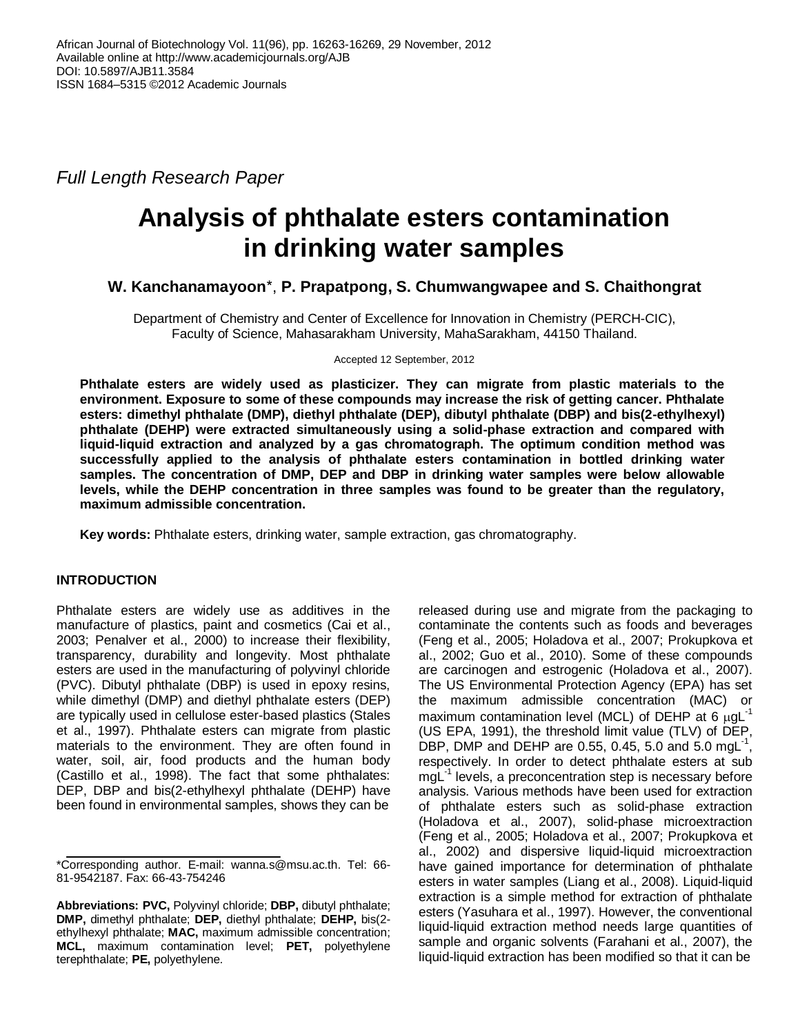African Journal of Biotechnology Vol. 11(96), pp. 16263-16269, 29 November, 2012
Available online at http://www.academicjournals.org/AJB
DOI: 10.5897/AJB11.3584
ISSN 1684–5315 ©2012 Academic Journals

*Full Length Research Paper*

# Analysis of phthalate esters contamination in drinking water samples

**W. Kanchanamayoon***, **P. Prapatpong, S. Chumwangwapee and S. Chaithongrat**

Department of Chemistry and Center of Excellence for Innovation in Chemistry (PERCH-CIC), Faculty of Science, Mahasarakham University, MahaSarakham, 44150 Thailand.

Accepted 12 September, 2012

**Phthalate esters are widely used as plasticizer. They can migrate from plastic materials to the environment. Exposure to some of these compounds may increase the risk of getting cancer. Phthalate esters: dimethyl phthalate (DMP), diethyl phthalate (DEP), dibutyl phthalate (DBP) and bis(2-ethylhexyl) phthalate (DEHP) were extracted simultaneously using a solid-phase extraction and compared with liquid-liquid extraction and analyzed by a gas chromatograph. The optimum condition method was successfully applied to the analysis of phthalate esters contamination in bottled drinking water samples. The concentration of DMP, DEP and DBP in drinking water samples were below allowable levels, while the DEHP concentration in three samples was found to be greater than the regulatory, maximum admissible concentration.**

**Key words:** Phthalate esters, drinking water, sample extraction, gas chromatography.

## INTRODUCTION

Phthalate esters are widely use as additives in the manufacture of plastics, paint and cosmetics (Cai et al., 2003; Penalver et al., 2000) to increase their flexibility, transparency, durability and longevity. Most phthalate esters are used in the manufacturing of polyvinyl chloride (PVC). Dibutyl phthalate (DBP) is used in epoxy resins, while dimethyl (DMP) and diethyl phthalate esters (DEP) are typically used in cellulose ester-based plastics (Stales et al., 1997). Phthalate esters can migrate from plastic materials to the environment. They are often found in water, soil, air, food products and the human body (Castillo et al., 1998). The fact that some phthalates: DEP, DBP and bis(2-ethylhexyl phthalate (DEHP) have been found in environmental samples, shows they can be released during use and migrate from the packaging to contaminate the contents such as foods and beverages (Feng et al., 2005; Holadova et al., 2007; Prokupkova et al., 2002; Guo et al., 2010). Some of these compounds are carcinogen and estrogenic (Holadova et al., 2007). The US Environmental Protection Agency (EPA) has set the maximum admissible concentration (MAC) or maximum contamination level (MCL) of DEHP at 6 $\mu gL^{-1}$ (US EPA, 1991), the threshold limit value (TLV) of DEP, DBP, DMP and DEHP are 0.55, 0.45, 5.0 and 5.0 $mgL^{-1}$, respectively. In order to detect phthalate esters at sub $mgL^{-1}$ levels, a preconcentration step is necessary before analysis. Various methods have been used for extraction of phthalate esters such as solid-phase extraction (Holadova et al., 2007), solid-phase microextraction (Feng et al., 2005; Holadova et al., 2007; Prokupkova et al., 2002) and dispersive liquid-liquid microextraction have gained importance for determination of phthalate esters in water samples (Liang et al., 2008). Liquid-liquid extraction is a simple method for extraction of phthalate esters (Yasuhara et al., 1997). However, the conventional liquid-liquid extraction method needs large quantities of sample and organic solvents (Farahani et al., 2007), the liquid-liquid extraction has been modified so that it can be

*Corresponding author. E-mail: wanna.s@msu.ac.th. Tel: 66-81-9542187. Fax: 66-43-754246

**Abbreviations: PVC,** Polyvinyl chloride; **DBP,** dibutyl phthalate; **DMP,** dimethyl phthalate; **DEP,** diethyl phthalate; **DEHP,** bis(2-ethylhexyl phthalate; **MAC,** maximum admissible concentration; **MCL,** maximum contamination level; **PET,** polyethylene terephthalate; **PE,** polyethylene.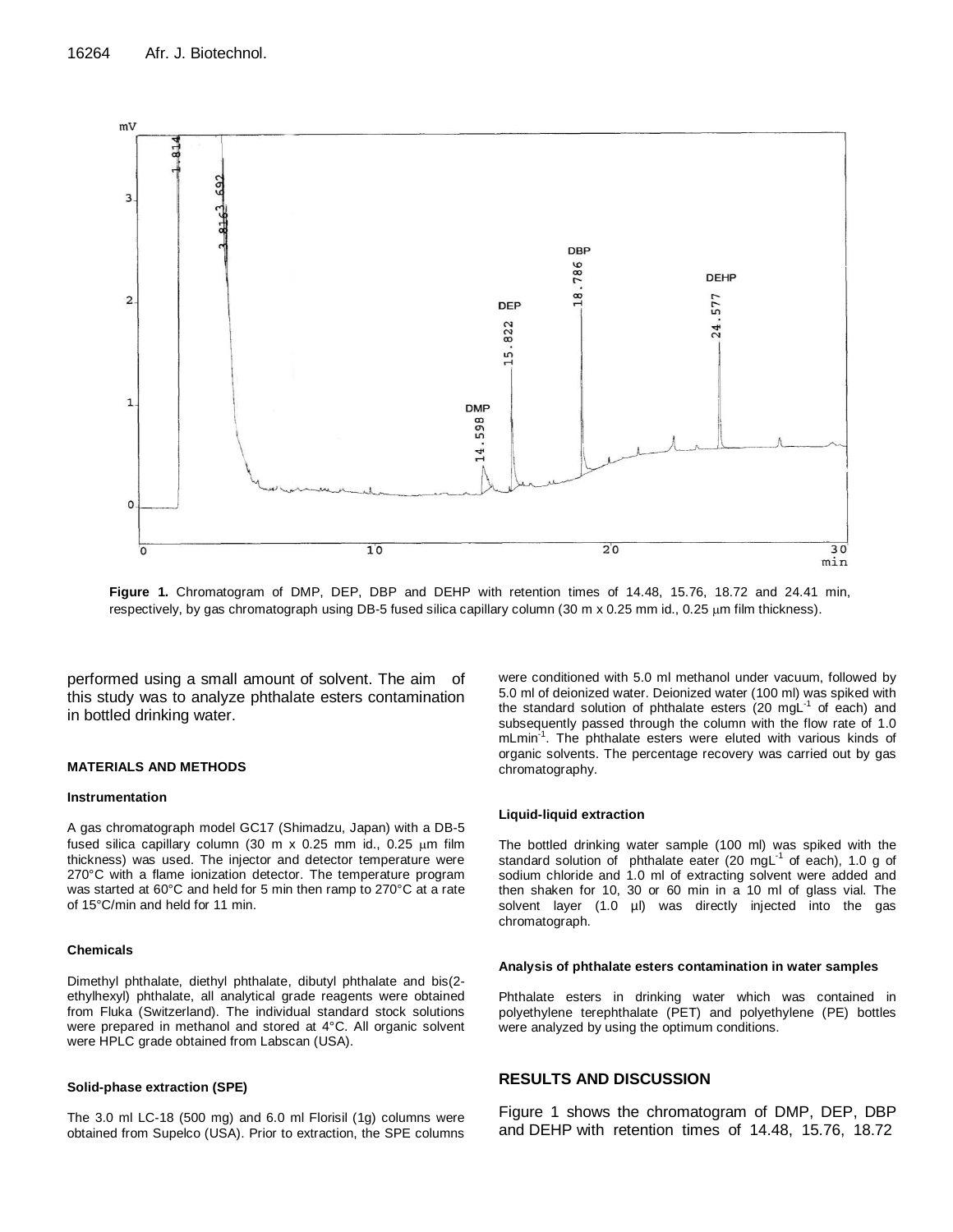Figure 1. Chromatogram of DMP, DEP, DBP and DEHP with retention times of 14.48, 15.76, 18.72 and 24.41 min, respectively, by gas chromatograph using DB-5 fused silica capillary column (30 m x 0.25 mm id., 0.25 μm film thickness).

performed using a small amount of solvent. The aim of this study was to analyze phthalate esters contamination in bottled drinking water.

## MATERIALS AND METHODS

### Instrumentation

A gas chromatograph model GC17 (Shimadzu, Japan) with a DB-5 fused silica capillary column (30 m x 0.25 mm id., 0.25 μm film thickness) was used. The injector and detector temperature were 270°C with a flame ionization detector. The temperature program was started at 60°C and held for 5 min then ramp to 270°C at a rate of 15°C/min and held for 11 min.

### Chemicals

Dimethyl phthalate, diethyl phthalate, dibutyl phthalate and bis(2-ethylhexyl) phthalate, all analytical grade reagents were obtained from Fluka (Switzerland). The individual standard stock solutions were prepared in methanol and stored at 4°C. All organic solvent were HPLC grade obtained from Labscan (USA).

### Solid-phase extraction (SPE)

The 3.0 ml LC-18 (500 mg) and 6.0 ml Florisil (1g) columns were obtained from Supelco (USA). Prior to extraction, the SPE columns were conditioned with 5.0 ml methanol under vacuum, followed by 5.0 ml of deionized water. Deionized water (100 ml) was spiked with the standard solution of phthalate esters (20 $mgL^{-1}$ of each) and subsequently passed through the column with the flow rate of 1.0 $mLmin^{-1}$. The phthalate esters were eluted with various kinds of organic solvents. The percentage recovery was carried out by gas chromatography.

### Liquid-liquid extraction

The bottled drinking water sample (100 ml) was spiked with the standard solution of phthalate eater (20 $mgL^{-1}$ of each), 1.0 g of sodium chloride and 1.0 ml of extracting solvent were added and then shaken for 10, 30 or 60 min in a 10 ml of glass vial. The solvent layer (1.0 μl) was directly injected into the gas chromatograph.

### Analysis of phthalate esters contamination in water samples

Phthalate esters in drinking water which was contained in polyethylene terephthalate (PET) and polyethylene (PE) bottles were analyzed by using the optimum conditions.

## RESULTS AND DISCUSSION

Figure 1 shows the chromatogram of DMP, DEP, DBP and DEHP with retention times of 14.48, 15.76, 18.72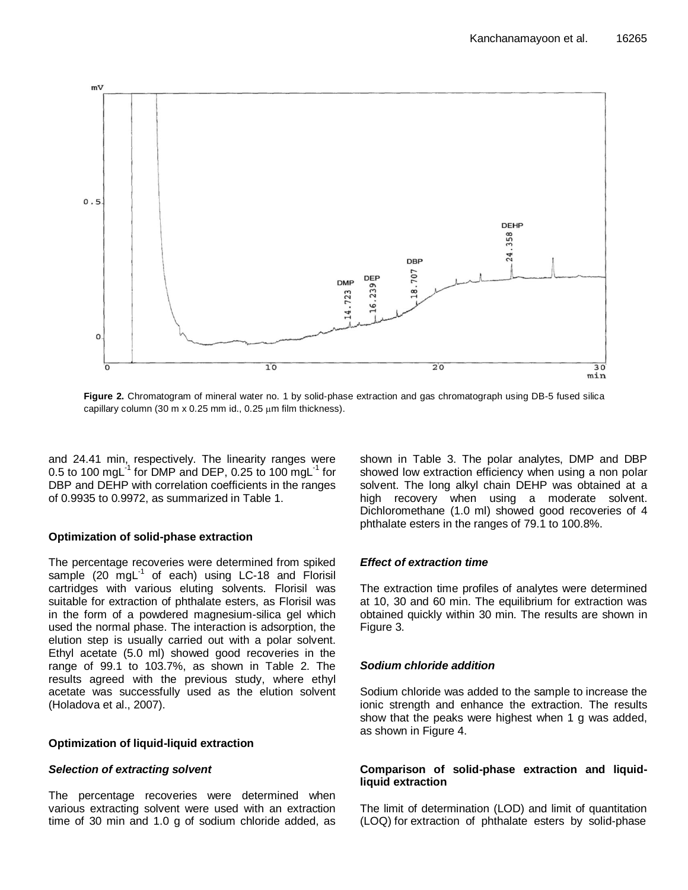**Figure 2.** Chromatogram of mineral water no. 1 by solid-phase extraction and gas chromatograph using DB-5 fused silica capillary column (30 m x 0.25 mm id., 0.25 μm film thickness).

and 24.41 min, respectively. The linearity ranges were 0.5 to 100 mgL$^{-1}$ for DMP and DEP, 0.25 to 100 mgL$^{-1}$ for DBP and DEHP with correlation coefficients in the ranges of 0.9935 to 0.9972, as summarized in Table 1.

**Optimization of solid-phase extraction**

The percentage recoveries were determined from spiked sample (20 mgL$^{-1}$ of each) using LC-18 and Florisil cartridges with various eluting solvents. Florisil was suitable for extraction of phthalate esters, as Florisil was in the form of a powdered magnesium-silica gel which used the normal phase. The interaction is adsorption, the elution step is usually carried out with a polar solvent. Ethyl acetate (5.0 ml) showed good recoveries in the range of 99.1 to 103.7%, as shown in Table 2. The results agreed with the previous study, where ethyl acetate was successfully used as the elution solvent (Holadova et al., 2007).

**Optimization of liquid-liquid extraction**

***Selection of extracting solvent***

The percentage recoveries were determined when various extracting solvent were used with an extraction time of 30 min and 1.0 g of sodium chloride added, as shown in Table 3. The polar analytes, DMP and DBP showed low extraction efficiency when using a non polar solvent. The long alkyl chain DEHP was obtained at a high recovery when using a moderate solvent. Dichloromethane (1.0 ml) showed good recoveries of 4 phthalate esters in the ranges of 79.1 to 100.8%.

***Effect of extraction time***

The extraction time profiles of analytes were determined at 10, 30 and 60 min. The equilibrium for extraction was obtained quickly within 30 min. The results are shown in Figure 3.

***Sodium chloride addition***

Sodium chloride was added to the sample to increase the ionic strength and enhance the extraction. The results show that the peaks were highest when 1 g was added, as shown in Figure 4.

**Comparison of solid-phase extraction and liquid-liquid extraction**

The limit of determination (LOD) and limit of quantitation (LOQ) for extraction of phthalate esters by solid-phase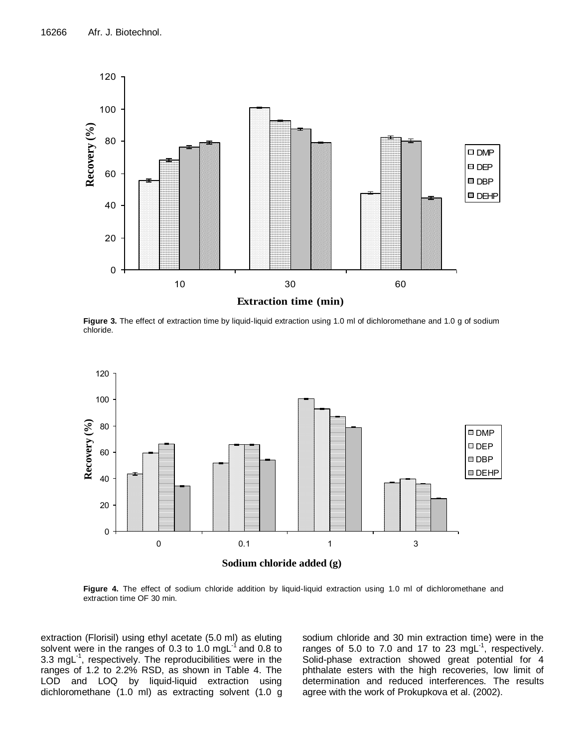Figure 3. The effect of extraction time by liquid-liquid extraction using 1.0 ml of dichloromethane and 1.0 g of sodium chloride.

Figure 4. The effect of sodium chloride addition by liquid-liquid extraction using 1.0 ml of dichloromethane and extraction time OF 30 min.

extraction (Florisil) using ethyl acetate (5.0 ml) as eluting solvent were in the ranges of 0.3 to 1.0 mgL$^{-1}$ and 0.8 to 3.3 mgL$^{-1}$, respectively. The reproducibilities were in the ranges of 1.2 to 2.2% RSD, as shown in Table 4. The LOD and LOQ by liquid-liquid extraction using dichloromethane (1.0 ml) as extracting solvent (1.0 g sodium chloride and 30 min extraction time) were in the ranges of 5.0 to 7.0 and 17 to 23 mgL$^{-1}$, respectively. Solid-phase extraction showed great potential for 4 phthalate esters with the high recoveries, low limit of determination and reduced interferences. The results agree with the work of Prokupkova et al. (2002).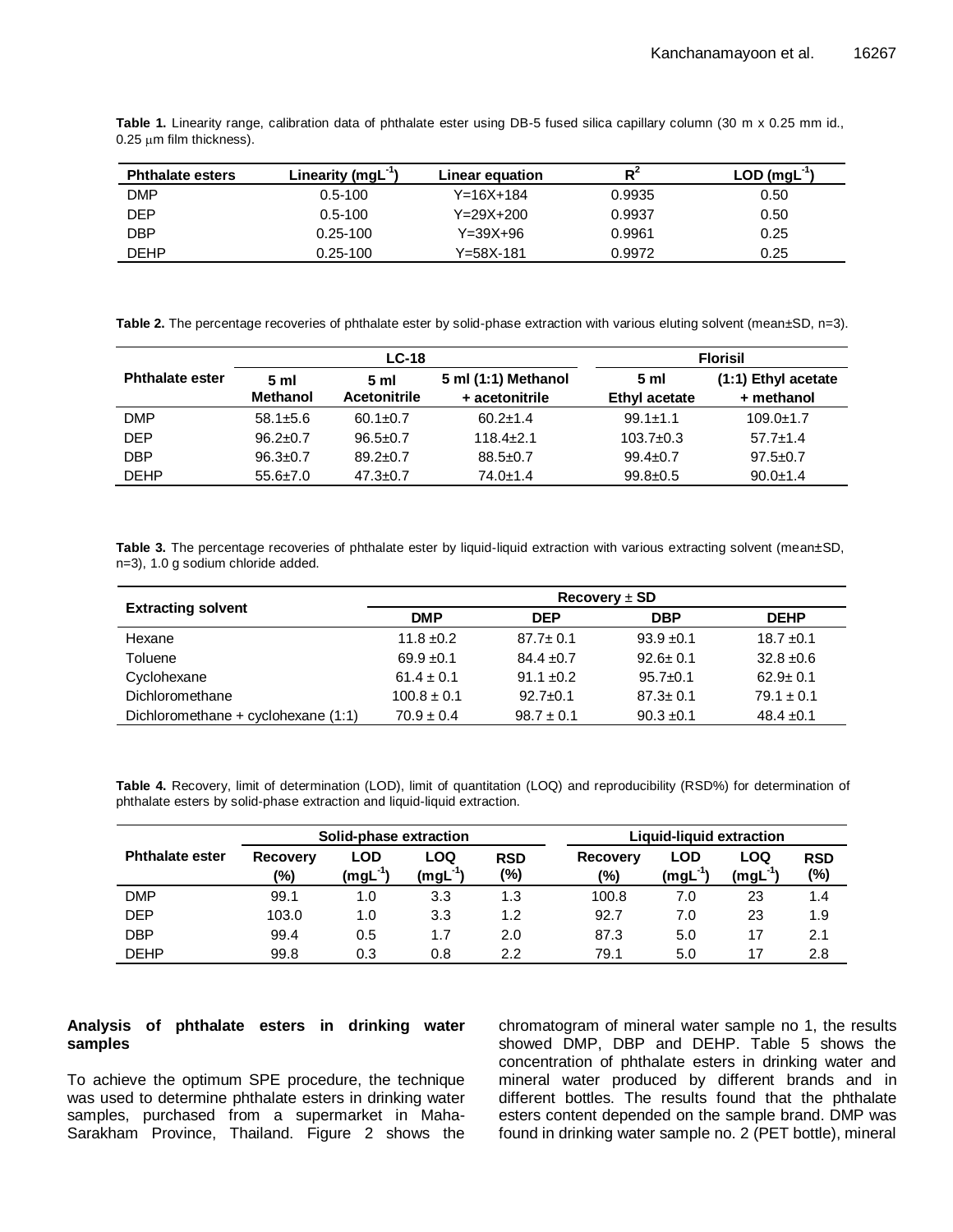**Table 1.** Linearity range, calibration data of phthalate ester using DB-5 fused silica capillary column (30 m x 0.25 mm id., 0.25 μm film thickness).

| Phthalate esters | Linearity ($mgL^{-1}$) | Linear equation | $R^2$ | LOD ($mgL^{-1}$) |
|---|---|---|---|---|
| DMP | 0.5-100 | Y=16X+184 | 0.9935 | 0.50 |
| DEP | 0.5-100 | Y=29X+200 | 0.9937 | 0.50 |
| DBP | 0.25-100 | Y=39X+96 | 0.9961 | 0.25 |
| DEHP | 0.25-100 | Y=58X-181 | 0.9972 | 0.25 |

**Table 2.** The percentage recoveries of phthalate ester by solid-phase extraction with various eluting solvent (mean±SD, n=3).

| Phthalate ester | LC-18 | | | Florisil | |
|---|---|---|---|---|---|
| | 5 ml Methanol | 5 ml Acetonitrile | 5 ml (1:1) Methanol + acetonitrile | 5 ml Ethyl acetate | (1:1) Ethyl acetate + methanol |
| DMP | 58.1±5.6 | 60.1±0.7 | 60.2±1.4 | 99.1±1.1 | 109.0±1.7 |
| DEP | 96.2±0.7 | 96.5±0.7 | 118.4±2.1 | 103.7±0.3 | 57.7±1.4 |
| DBP | 96.3±0.7 | 89.2±0.7 | 88.5±0.7 | 99.4±0.7 | 97.5±0.7 |
| DEHP | 55.6±7.0 | 47.3±0.7 | 74.0±1.4 | 99.8±0.5 | 90.0±1.4 |

**Table 3.** The percentage recoveries of phthalate ester by liquid-liquid extraction with various extracting solvent (mean±SD, n=3), 1.0 g sodium chloride added.

| Extracting solvent | Recovery ± SD | | | |
|---|---|---|---|---|
| | DMP | DEP | DBP | DEHP |
| Hexane | 11.8 ±0.2 | 87.7± 0.1 | 93.9 ±0.1 | 18.7 ±0.1 |
| Toluene | 69.9 ±0.1 | 84.4 ±0.7 | 92.6± 0.1 | 32.8 ±0.6 |
| Cyclohexane | 61.4 ± 0.1 | 91.1 ±0.2 | 95.7±0.1 | 62.9± 0.1 |
| Dichloromethane | 100.8 ± 0.1 | 92.7±0.1 | 87.3± 0.1 | 79.1 ± 0.1 |
| Dichloromethane + cyclohexane (1:1) | 70.9 ± 0.4 | 98.7 ± 0.1 | 90.3 ±0.1 | 48.4 ±0.1 |

**Table 4.** Recovery, limit of determination (LOD), limit of quantitation (LOQ) and reproducibility (RSD%) for determination of phthalate esters by solid-phase extraction and liquid-liquid extraction.

| Phthalate ester | Solid-phase extraction | | | | Liquid-liquid extraction | | | |
|---|---|---|---|---|---|---|---|---|
| | Recovery (%) | LOD ($mgL^{-1}$) | LOQ ($mgL^{-1}$) | RSD (%) | Recovery (%) | LOD ($mgL^{-1}$) | LOQ ($mgL^{-1}$) | RSD (%) |
| DMP | 99.1 | 1.0 | 3.3 | 1.3 | 100.8 | 7.0 | 23 | 1.4 |
| DEP | 103.0 | 1.0 | 3.3 | 1.2 | 92.7 | 7.0 | 23 | 1.9 |
| DBP | 99.4 | 0.5 | 1.7 | 2.0 | 87.3 | 5.0 | 17 | 2.1 |
| DEHP | 99.8 | 0.3 | 0.8 | 2.2 | 79.1 | 5.0 | 17 | 2.8 |

### Analysis of phthalate esters in drinking water samples

To achieve the optimum SPE procedure, the technique was used to determine phthalate esters in drinking water samples, purchased from a supermarket in Maha-Sarakham Province, Thailand. Figure 2 shows the chromatogram of mineral water sample no 1, the results showed DMP, DBP and DEHP. Table 5 shows the concentration of phthalate esters in drinking water and mineral water produced by different brands and in different bottles. The results found that the phthalate esters content depended on the sample brand. DMP was found in drinking water sample no. 2 (PET bottle), mineral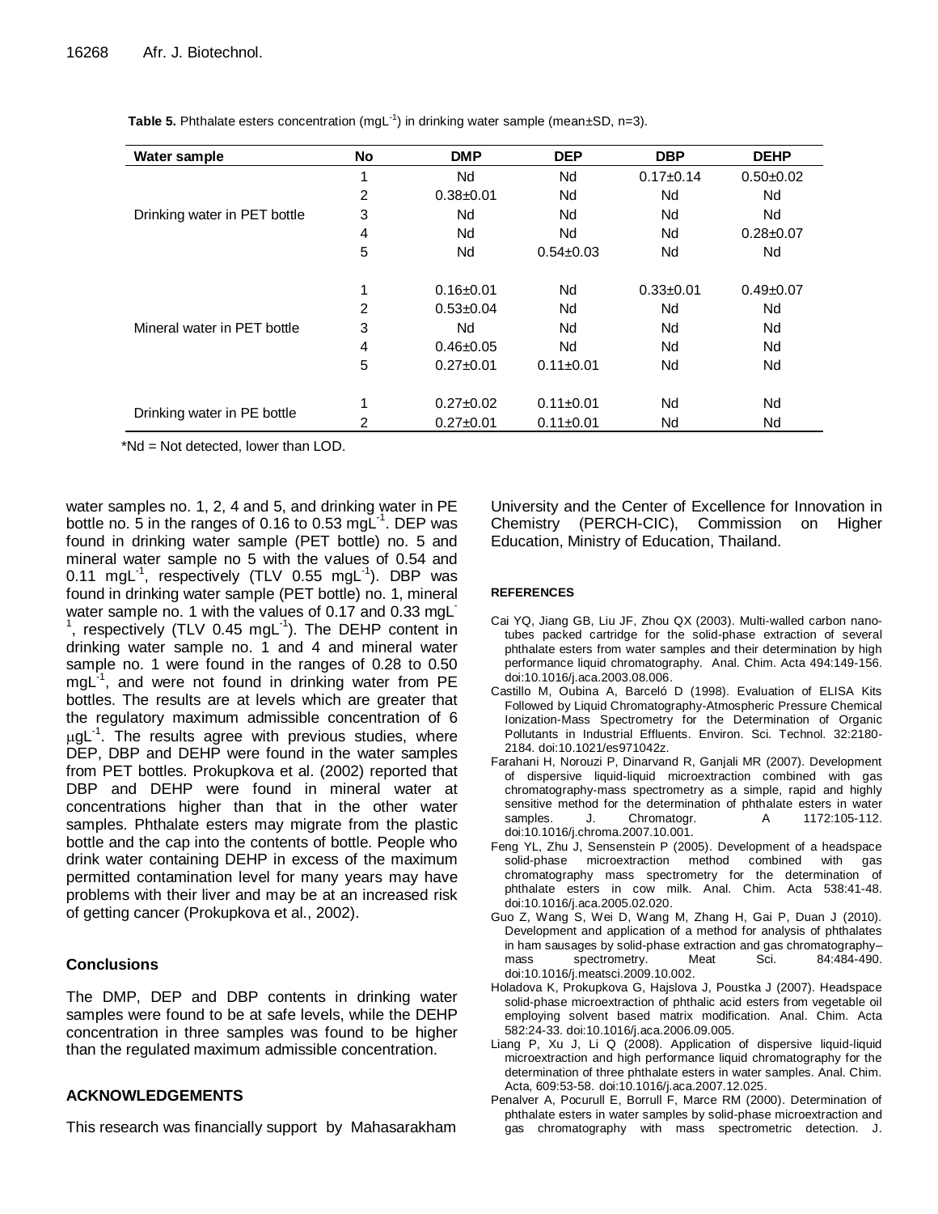**Table 5.** Phthalate esters concentration ($mgL^{-1}$) in drinking water sample (mean±SD, n=3).

| Water sample | No | DMP | DEP | DBP | DEHP |
|---|---|---|---|---|---|
| Drinking water in PET bottle | 1 | Nd | Nd | 0.17±0.14 | 0.50±0.02 |
| | 2 | 0.38±0.01 | Nd | Nd | Nd |
| | 3 | Nd | Nd | Nd | Nd |
| | 4 | Nd | Nd | Nd | 0.28±0.07 |
| | 5 | Nd | 0.54±0.03 | Nd | Nd |
| Mineral water in PET bottle | 1 | 0.16±0.01 | Nd | 0.33±0.01 | 0.49±0.07 |
| | 2 | 0.53±0.04 | Nd | Nd | Nd |
| | 3 | Nd | Nd | Nd | Nd |
| | 4 | 0.46±0.05 | Nd | Nd | Nd |
| | 5 | 0.27±0.01 | 0.11±0.01 | Nd | Nd |
| Drinking water in PE bottle | 1 | 0.27±0.02 | 0.11±0.01 | Nd | Nd |
| | 2 | 0.27±0.01 | 0.11±0.01 | Nd | Nd |

*Nd = Not detected, lower than LOD.

water samples no. 1, 2, 4 and 5, and drinking water in PE bottle no. 5 in the ranges of 0.16 to 0.53 $mgL^{-1}$. DEP was found in drinking water sample (PET bottle) no. 5 and mineral water sample no 5 with the values of 0.54 and 0.11 $mgL^{-1}$, respectively (TLV 0.55 $mgL^{-1}$). DBP was found in drinking water sample (PET bottle) no. 1, mineral water sample no. 1 with the values of 0.17 and 0.33 $mgL^{-1}$, respectively (TLV 0.45 $mgL^{-1}$). The DEHP content in drinking water sample no. 1 and 4 and mineral water sample no. 1 were found in the ranges of 0.28 to 0.50 $mgL^{-1}$, and were not found in drinking water from PE bottles. The results are at levels which are greater that the regulatory maximum admissible concentration of 6 $\mu gL^{-1}$. The results agree with previous studies, where DEP, DBP and DEHP were found in the water samples from PET bottles. Prokupkova et al. (2002) reported that DBP and DEHP were found in mineral water at concentrations higher than that in the other water samples. Phthalate esters may migrate from the plastic bottle and the cap into the contents of bottle. People who drink water containing DEHP in excess of the maximum permitted contamination level for many years may have problems with their liver and may be at an increased risk of getting cancer (Prokupkova et al., 2002).

## Conclusions

The DMP, DEP and DBP contents in drinking water samples were found to be at safe levels, while the DEHP concentration in three samples was found to be higher than the regulated maximum admissible concentration.

## ACKNOWLEDGEMENTS

This research was financially support by Mahasarakham University and the Center of Excellence for Innovation in Chemistry (PERCH-CIC), Commission on Higher Education, Ministry of Education, Thailand.

## REFERENCES

Cai YQ, Jiang GB, Liu JF, Zhou QX (2003). Multi-walled carbon nanotubes packed cartridge for the solid-phase extraction of several phthalate esters from water samples and their determination by high performance liquid chromatography. Anal. Chim. Acta 494:149-156. doi:10.1016/j.aca.2003.08.006.

Castillo M, Oubina A, Barceló D (1998). Evaluation of ELISA Kits Followed by Liquid Chromatography-Atmospheric Pressure Chemical Ionization-Mass Spectrometry for the Determination of Organic Pollutants in Industrial Effluents. Environ. Sci. Technol. 32:2180-2184. doi:10.1021/es971042z.

Farahani H, Norouzi P, Dinarvand R, Ganjali MR (2007). Development of dispersive liquid-liquid microextraction combined with gas chromatography-mass spectrometry as a simple, rapid and highly sensitive method for the determination of phthalate esters in water samples. J. Chromatogr. A 1172:105-112. doi:10.1016/j.chroma.2007.10.001.

Feng YL, Zhu J, Sensenstein P (2005). Development of a headspace solid-phase microextraction method combined with gas chromatography mass spectrometry for the determination of phthalate esters in cow milk. Anal. Chim. Acta 538:41-48. doi:10.1016/j.aca.2005.02.020.

Guo Z, Wang S, Wei D, Wang M, Zhang H, Gai P, Duan J (2010). Development and application of a method for analysis of phthalates in ham sausages by solid-phase extraction and gas chromatography–mass spectrometry. Meat Sci. 84:484-490. doi:10.1016/j.meatsci.2009.10.002.

Holadova K, Prokupkova G, Hajslova J, Poustka J (2007). Headspace solid-phase microextraction of phthalic acid esters from vegetable oil employing solvent based matrix modification. Anal. Chim. Acta 582:24-33. doi:10.1016/j.aca.2006.09.005.

Liang P, Xu J, Li Q (2008). Application of dispersive liquid-liquid microextraction and high performance liquid chromatography for the determination of three phthalate esters in water samples. Anal. Chim. Acta, 609:53-58. doi:10.1016/j.aca.2007.12.025.

Penalver A, Pocurull E, Borrull F, Marce RM (2000). Determination of phthalate esters in water samples by solid-phase microextraction and gas chromatography with mass spectrometric detection. J.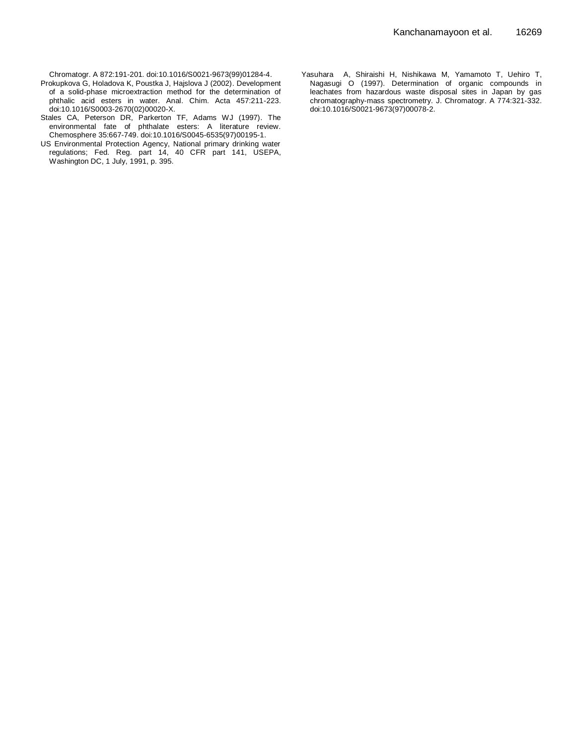Chromatogr. A 872:191-201. doi:10.1016/S0021-9673(99)01284-4.

Prokupkova G, Holadova K, Poustka J, Hajslova J (2002). Development of a solid-phase microextraction method for the determination of phthalic acid esters in water. Anal. Chim. Acta 457:211-223. doi:10.1016/S0003-2670(02)00020-X.

Stales CA, Peterson DR, Parkerton TF, Adams WJ (1997). The environmental fate of phthalate esters: A literature review. Chemosphere 35:667-749. doi:10.1016/S0045-6535(97)00195-1.

US Environmental Protection Agency, National primary drinking water regulations; Fed. Reg. part 14, 40 CFR part 141, USEPA, Washington DC, 1 July, 1991, p. 395.

Yasuhara A, Shiraishi H, Nishikawa M, Yamamoto T, Uehiro T, Nagasugi O (1997). Determination of organic compounds in leachates from hazardous waste disposal sites in Japan by gas chromatography-mass spectrometry. J. Chromatogr. A 774:321-332. doi:10.1016/S0021-9673(97)00078-2.